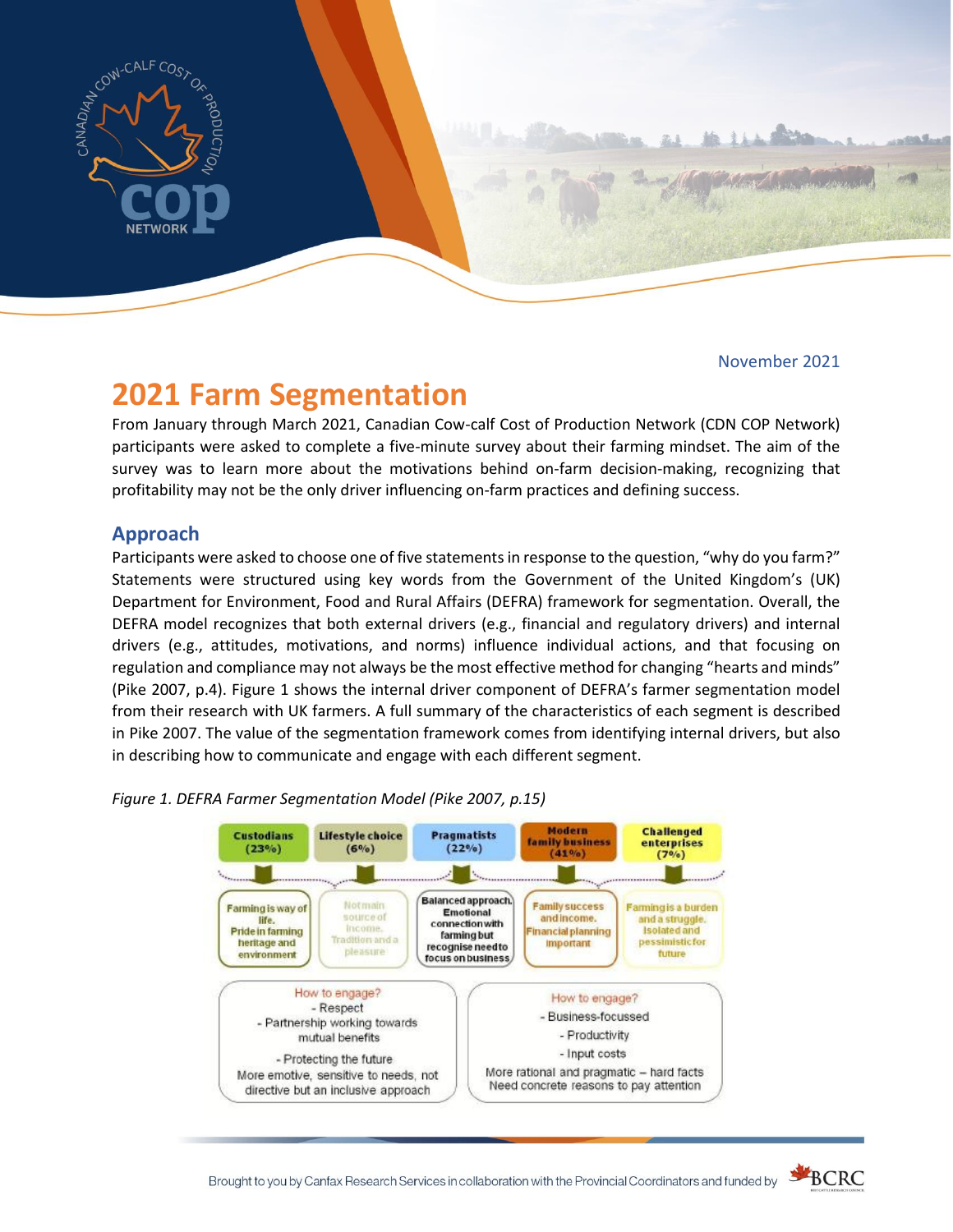November 2021

# 2021 Farm Segmentation

From January through March 2021, Canadian Cow-calf Cost of Production Network (CDN COP Network) participants were asked to complete a five-minute survey about their farming mindset. The aim of the survey was to learn more about the motivations behind on-farm decision-making, recognizing that profitability may not be the only driver influencing on-farm practices and defining success.

## Approach

Participants were asked to choose one of five statements in response to the question, "why do you farm?" Statements were structured using key words from the Government of the United Kingdom's (UK) Department for Environment, Food and Rural Affairs (DEFRA) framework for segmentation. Overall, the DEFRA model recognizes that both external drivers (e.g., financial and regulatory drivers) and internal drivers (e.g., attitudes, motivations, and norms) influence individual actions, and that focusing on regulation and compliance may not always be the most effective method for changing "hearts and minds" (Pike 2007, p.4). Figure 1 shows the internal driver component of DEFRA's farmer segmentation model from their research with UK farmers. A full summary of the characteristics of each segment is described in Pike 2007. The value of the segmentation framework comes from identifying internal drivers, but also in describing how to communicate and engage with each different segment.

*Figure 1. DEFRA Farmer Segmentation Model (Pike 2007, p.15)*

| Custodians (23%) | Lifestyle choice (6%) | Pragmatists (22%) | Modern family business (41%) | Challenged enterprises (7%) |
|---|---|---|---|---|
| Farming is way of life. Pride in farming heritage and environment | Not main source of income. Tradition and a pleasure | Balanced approach. Emotional connection with farming but recognise need to focus on business | Family success and income. Financial planning important | Farming is a burden and a struggle. Isolated and pessimistic for future |

How to engage? (Custodians, Lifestyle choice, Pragmatists)
- Respect
- Partnership working towards mutual benefits
- Protecting the future

More emotive, sensitive to needs, not directive but an inclusive approach

How to engage? (Pragmatists, Modern family business, Challenged enterprises)
- Business-focussed
- Productivity
- Input costs

More rational and pragmatic – hard facts. Need concrete reasons to pay attention

Brought to you by Canfax Research Services in collaboration with the Provincial Coordinators and funded by BCRC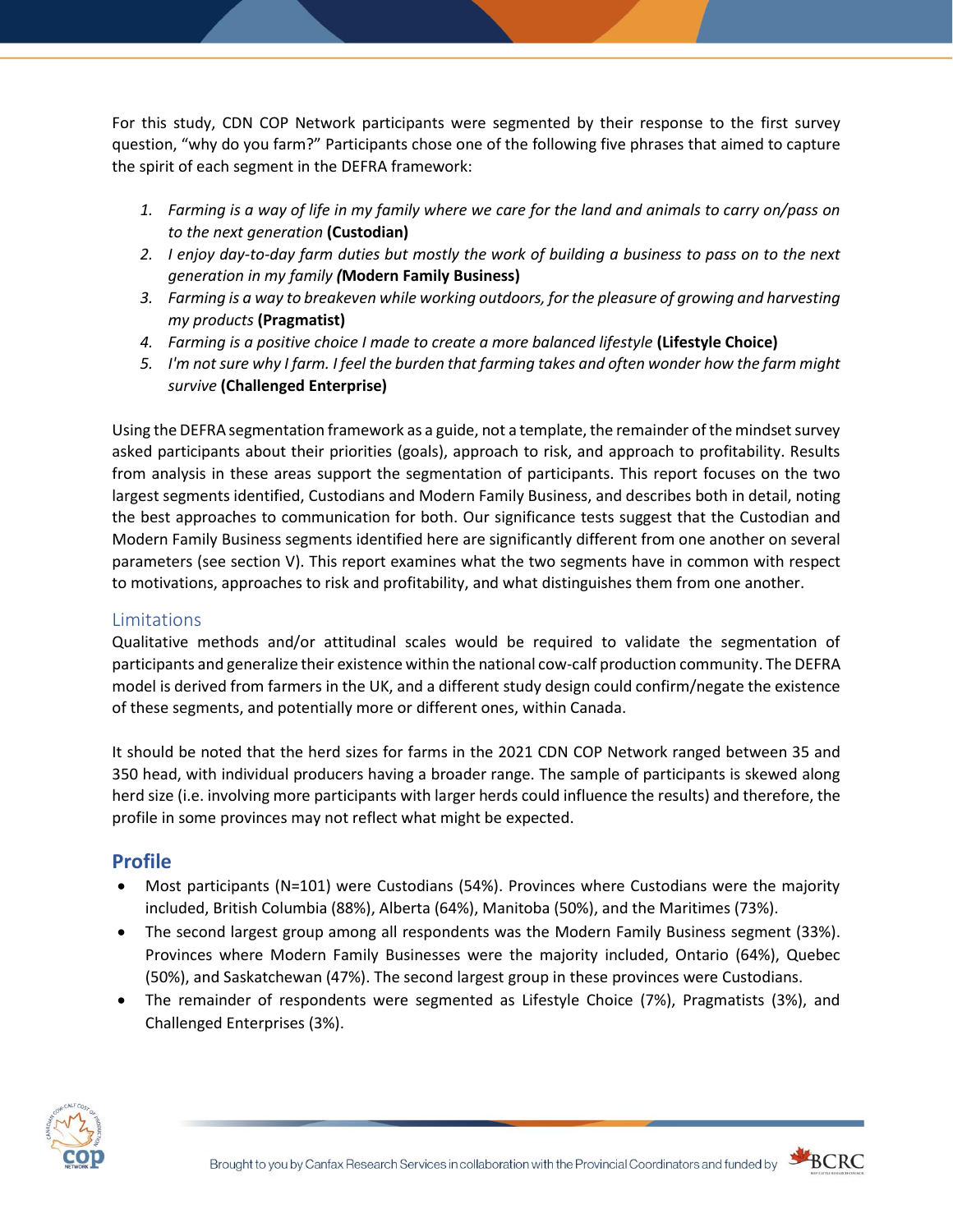For this study, CDN COP Network participants were segmented by their response to the first survey question, "why do you farm?" Participants chose one of the following five phrases that aimed to capture the spirit of each segment in the DEFRA framework:

1. *Farming is a way of life in my family where we care for the land and animals to carry on/pass on to the next generation* **(Custodian)**
2. *I enjoy day-to-day farm duties but mostly the work of building a business to pass on to the next generation in my family* ***(*Modern Family Business)**
3. *Farming is a way to breakeven while working outdoors, for the pleasure of growing and harvesting my products* **(Pragmatist)**
4. *Farming is a positive choice I made to create a more balanced lifestyle* **(Lifestyle Choice)**
5. *I'm not sure why I farm. I feel the burden that farming takes and often wonder how the farm might survive* **(Challenged Enterprise)**

Using the DEFRA segmentation framework as a guide, not a template, the remainder of the mindset survey asked participants about their priorities (goals), approach to risk, and approach to profitability. Results from analysis in these areas support the segmentation of participants. This report focuses on the two largest segments identified, Custodians and Modern Family Business, and describes both in detail, noting the best approaches to communication for both. Our significance tests suggest that the Custodian and Modern Family Business segments identified here are significantly different from one another on several parameters (see section V). This report examines what the two segments have in common with respect to motivations, approaches to risk and profitability, and what distinguishes them from one another.

### Limitations

Qualitative methods and/or attitudinal scales would be required to validate the segmentation of participants and generalize their existence within the national cow-calf production community. The DEFRA model is derived from farmers in the UK, and a different study design could confirm/negate the existence of these segments, and potentially more or different ones, within Canada.

It should be noted that the herd sizes for farms in the 2021 CDN COP Network ranged between 35 and 350 head, with individual producers having a broader range. The sample of participants is skewed along herd size (i.e. involving more participants with larger herds could influence the results) and therefore, the profile in some provinces may not reflect what might be expected.

## Profile

- Most participants (N=101) were Custodians (54%). Provinces where Custodians were the majority included, British Columbia (88%), Alberta (64%), Manitoba (50%), and the Maritimes (73%).
- The second largest group among all respondents was the Modern Family Business segment (33%). Provinces where Modern Family Businesses were the majority included, Ontario (64%), Quebec (50%), and Saskatchewan (47%). The second largest group in these provinces were Custodians.
- The remainder of respondents were segmented as Lifestyle Choice (7%), Pragmatists (3%), and Challenged Enterprises (3%).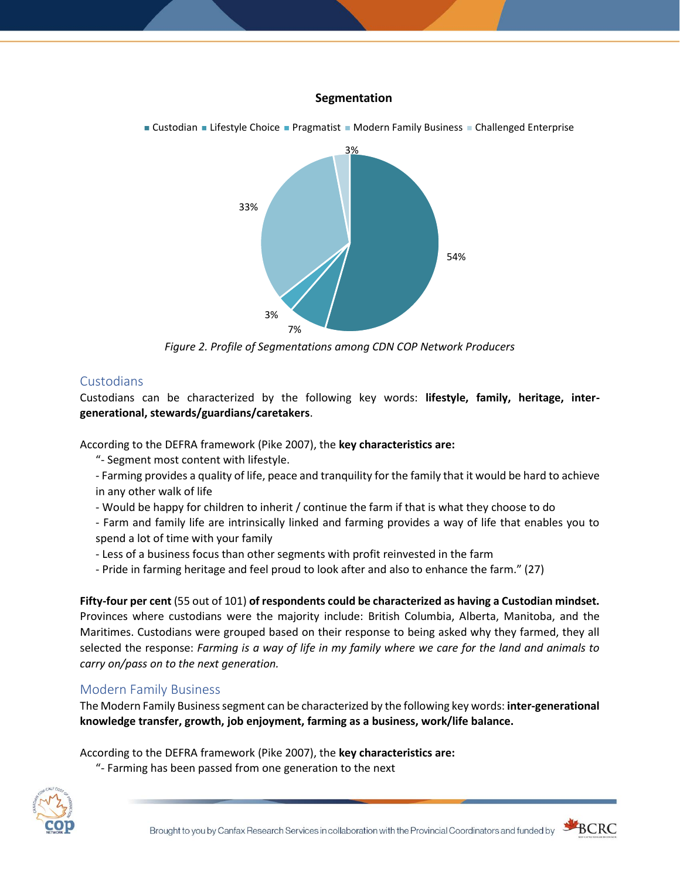**Segmentation**

■ Custodian ■ Lifestyle Choice ■ Pragmatist ■ Modern Family Business ■ Challenged Enterprise

54%, 7%, 3%, 33%, 3%

*Figure 2. Profile of Segmentations among CDN COP Network Producers*

## Custodians

Custodians can be characterized by the following key words: **lifestyle, family, heritage, inter-generational, stewards/guardians/caretakers**.

According to the DEFRA framework (Pike 2007), the **key characteristics are:**

"- Segment most content with lifestyle.
- Farming provides a quality of life, peace and tranquility for the family that it would be hard to achieve in any other walk of life
- Would be happy for children to inherit / continue the farm if that is what they choose to do
- Farm and family life are intrinsically linked and farming provides a way of life that enables you to spend a lot of time with your family
- Less of a business focus than other segments with profit reinvested in the farm
- Pride in farming heritage and feel proud to look after and also to enhance the farm." (27)

**Fifty-four per cent** (55 out of 101) **of respondents could be characterized as having a Custodian mindset.** Provinces where custodians were the majority include: British Columbia, Alberta, Manitoba, and the Maritimes. Custodians were grouped based on their response to being asked why they farmed, they all selected the response: *Farming is a way of life in my family where we care for the land and animals to carry on/pass on to the next generation.*

## Modern Family Business

The Modern Family Business segment can be characterized by the following key words: **inter-generational knowledge transfer, growth, job enjoyment, farming as a business, work/life balance.**

According to the DEFRA framework (Pike 2007), the **key characteristics are:**

"- Farming has been passed from one generation to the next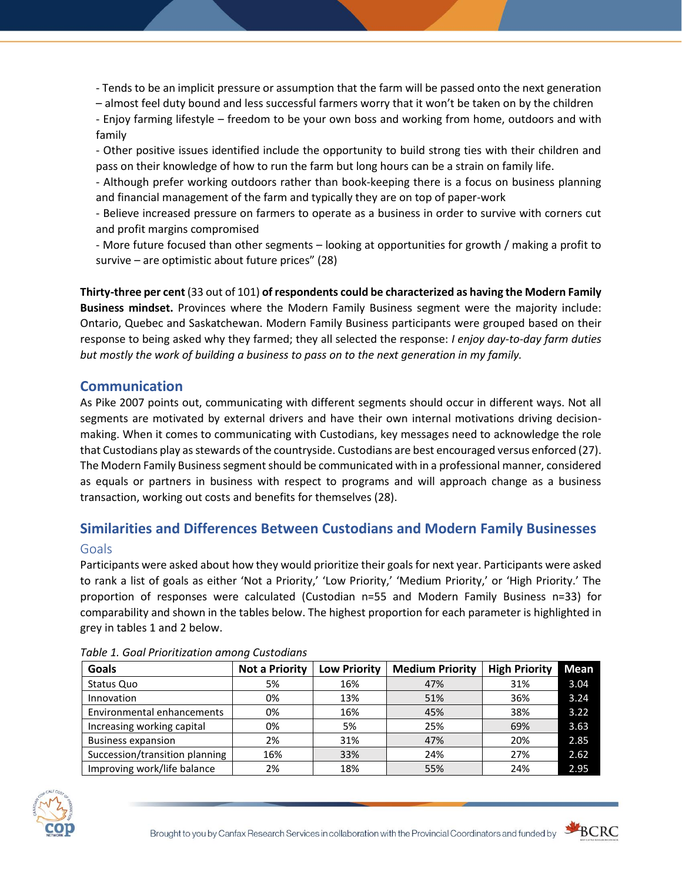- Tends to be an implicit pressure or assumption that the farm will be passed onto the next generation – almost feel duty bound and less successful farmers worry that it won't be taken on by the children
- Enjoy farming lifestyle – freedom to be your own boss and working from home, outdoors and with family
- Other positive issues identified include the opportunity to build strong ties with their children and pass on their knowledge of how to run the farm but long hours can be a strain on family life.
- Although prefer working outdoors rather than book-keeping there is a focus on business planning and financial management of the farm and typically they are on top of paper-work
- Believe increased pressure on farmers to operate as a business in order to survive with corners cut and profit margins compromised
- More future focused than other segments – looking at opportunities for growth / making a profit to survive – are optimistic about future prices" (28)

**Thirty-three per cent** (33 out of 101) **of respondents could be characterized as having the Modern Family Business mindset.** Provinces where the Modern Family Business segment were the majority include: Ontario, Quebec and Saskatchewan. Modern Family Business participants were grouped based on their response to being asked why they farmed; they all selected the response: *I enjoy day-to-day farm duties but mostly the work of building a business to pass on to the next generation in my family.*

## Communication

As Pike 2007 points out, communicating with different segments should occur in different ways. Not all segments are motivated by external drivers and have their own internal motivations driving decision-making. When it comes to communicating with Custodians, key messages need to acknowledge the role that Custodians play as stewards of the countryside. Custodians are best encouraged versus enforced (27). The Modern Family Business segment should be communicated with in a professional manner, considered as equals or partners in business with respect to programs and will approach change as a business transaction, working out costs and benefits for themselves (28).

## Similarities and Differences Between Custodians and Modern Family Businesses

### Goals

Participants were asked about how they would prioritize their goals for next year. Participants were asked to rank a list of goals as either 'Not a Priority,' 'Low Priority,' 'Medium Priority,' or 'High Priority.' The proportion of responses were calculated (Custodian n=55 and Modern Family Business n=33) for comparability and shown in the tables below. The highest proportion for each parameter is highlighted in grey in tables 1 and 2 below.

*Table 1. Goal Prioritization among Custodians*

| Goals | Not a Priority | Low Priority | Medium Priority | High Priority | Mean |
|---|---|---|---|---|---|
| Status Quo | 5% | 16% | 47% | 31% | 3.04 |
| Innovation | 0% | 13% | 51% | 36% | 3.24 |
| Environmental enhancements | 0% | 16% | 45% | 38% | 3.22 |
| Increasing working capital | 0% | 5% | 25% | 69% | 3.63 |
| Business expansion | 2% | 31% | 47% | 20% | 2.85 |
| Succession/transition planning | 16% | 33% | 24% | 27% | 2.62 |
| Improving work/life balance | 2% | 18% | 55% | 24% | 2.95 |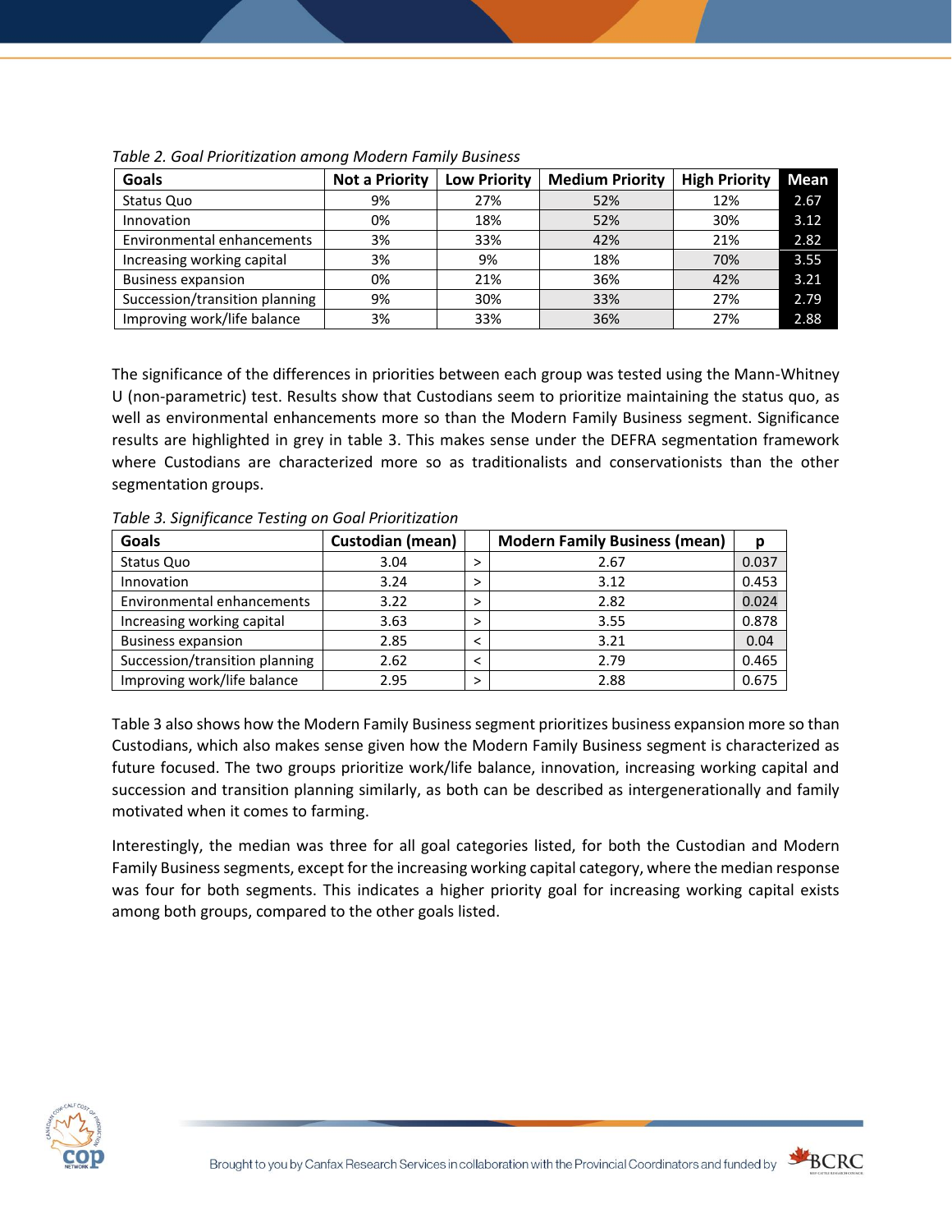*Table 2. Goal Prioritization among Modern Family Business*

| Goals | Not a Priority | Low Priority | Medium Priority | High Priority | Mean |
|---|---|---|---|---|---|
| Status Quo | 9% | 27% | 52% | 12% | 2.67 |
| Innovation | 0% | 18% | 52% | 30% | 3.12 |
| Environmental enhancements | 3% | 33% | 42% | 21% | 2.82 |
| Increasing working capital | 3% | 9% | 18% | 70% | 3.55 |
| Business expansion | 0% | 21% | 36% | 42% | 3.21 |
| Succession/transition planning | 9% | 30% | 33% | 27% | 2.79 |
| Improving work/life balance | 3% | 33% | 36% | 27% | 2.88 |

The significance of the differences in priorities between each group was tested using the Mann-Whitney U (non-parametric) test. Results show that Custodians seem to prioritize maintaining the status quo, as well as environmental enhancements more so than the Modern Family Business segment. Significance results are highlighted in grey in table 3. This makes sense under the DEFRA segmentation framework where Custodians are characterized more so as traditionalists and conservationists than the other segmentation groups.

*Table 3. Significance Testing on Goal Prioritization*

| Goals | Custodian (mean) | | Modern Family Business (mean) | p |
|---|---|---|---|---|
| Status Quo | 3.04 | > | 2.67 | 0.037 |
| Innovation | 3.24 | > | 3.12 | 0.453 |
| Environmental enhancements | 3.22 | > | 2.82 | 0.024 |
| Increasing working capital | 3.63 | > | 3.55 | 0.878 |
| Business expansion | 2.85 | < | 3.21 | 0.04 |
| Succession/transition planning | 2.62 | < | 2.79 | 0.465 |
| Improving work/life balance | 2.95 | > | 2.88 | 0.675 |

Table 3 also shows how the Modern Family Business segment prioritizes business expansion more so than Custodians, which also makes sense given how the Modern Family Business segment is characterized as future focused. The two groups prioritize work/life balance, innovation, increasing working capital and succession and transition planning similarly, as both can be described as intergenerationally and family motivated when it comes to farming.

Interestingly, the median was three for all goal categories listed, for both the Custodian and Modern Family Business segments, except for the increasing working capital category, where the median response was four for both segments. This indicates a higher priority goal for increasing working capital exists among both groups, compared to the other goals listed.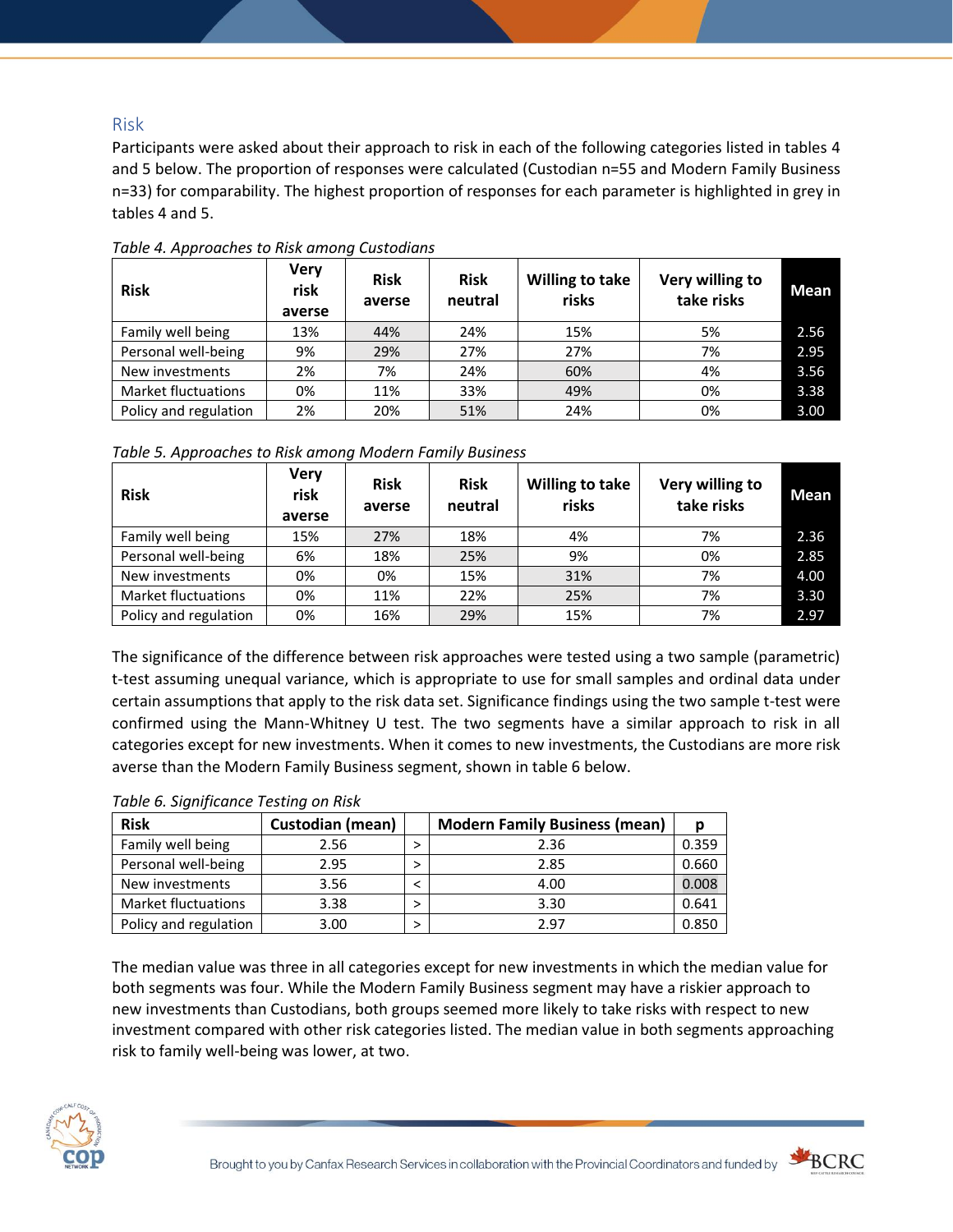## Risk

Participants were asked about their approach to risk in each of the following categories listed in tables 4 and 5 below. The proportion of responses were calculated (Custodian n=55 and Modern Family Business n=33) for comparability. The highest proportion of responses for each parameter is highlighted in grey in tables 4 and 5.

*Table 4. Approaches to Risk among Custodians*

| Risk | Very risk averse | Risk averse | Risk neutral | Willing to take risks | Very willing to take risks | Mean |
|---|---|---|---|---|---|---|
| Family well being | 13% | 44% | 24% | 15% | 5% | 2.56 |
| Personal well-being | 9% | 29% | 27% | 27% | 7% | 2.95 |
| New investments | 2% | 7% | 24% | 60% | 4% | 3.56 |
| Market fluctuations | 0% | 11% | 33% | 49% | 0% | 3.38 |
| Policy and regulation | 2% | 20% | 51% | 24% | 0% | 3.00 |

*Table 5. Approaches to Risk among Modern Family Business*

| Risk | Very risk averse | Risk averse | Risk neutral | Willing to take risks | Very willing to take risks | Mean |
|---|---|---|---|---|---|---|
| Family well being | 15% | 27% | 18% | 4% | 7% | 2.36 |
| Personal well-being | 6% | 18% | 25% | 9% | 0% | 2.85 |
| New investments | 0% | 0% | 15% | 31% | 7% | 4.00 |
| Market fluctuations | 0% | 11% | 22% | 25% | 7% | 3.30 |
| Policy and regulation | 0% | 16% | 29% | 15% | 7% | 2.97 |

The significance of the difference between risk approaches were tested using a two sample (parametric) t-test assuming unequal variance, which is appropriate to use for small samples and ordinal data under certain assumptions that apply to the risk data set. Significance findings using the two sample t-test were confirmed using the Mann-Whitney U test. The two segments have a similar approach to risk in all categories except for new investments. When it comes to new investments, the Custodians are more risk averse than the Modern Family Business segment, shown in table 6 below.

*Table 6. Significance Testing on Risk*

| Risk | Custodian (mean) | | Modern Family Business (mean) | p |
|---|---|---|---|---|
| Family well being | 2.56 | > | 2.36 | 0.359 |
| Personal well-being | 2.95 | > | 2.85 | 0.660 |
| New investments | 3.56 | < | 4.00 | 0.008 |
| Market fluctuations | 3.38 | > | 3.30 | 0.641 |
| Policy and regulation | 3.00 | > | 2.97 | 0.850 |

The median value was three in all categories except for new investments in which the median value for both segments was four. While the Modern Family Business segment may have a riskier approach to new investments than Custodians, both groups seemed more likely to take risks with respect to new investment compared with other risk categories listed. The median value in both segments approaching risk to family well-being was lower, at two.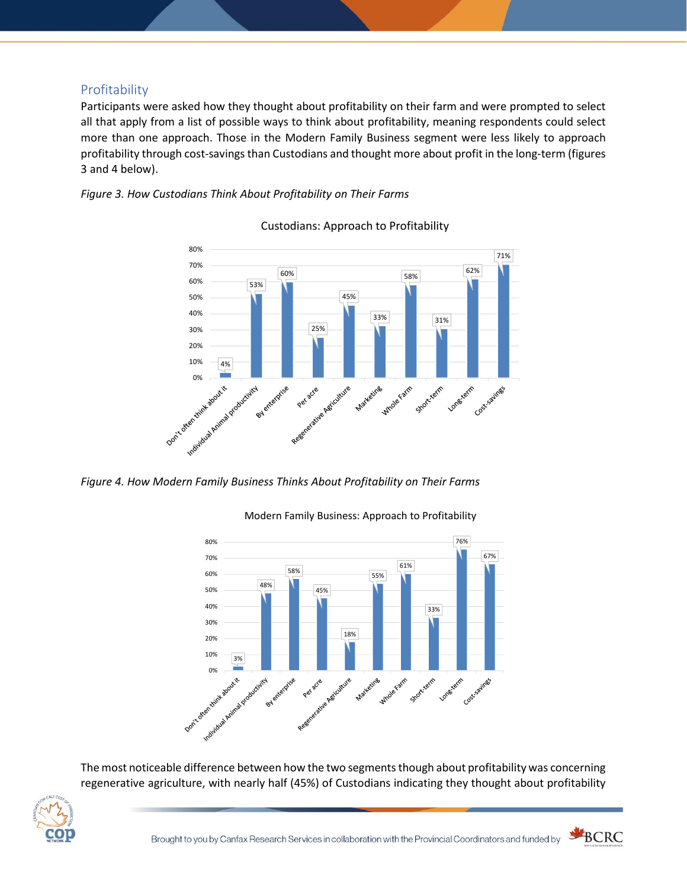## Profitability

Participants were asked how they thought about profitability on their farm and were prompted to select all that apply from a list of possible ways to think about profitability, meaning respondents could select more than one approach. Those in the Modern Family Business segment were less likely to approach profitability through cost-savings than Custodians and thought more about profit in the long-term (figures 3 and 4 below).

*Figure 3. How Custodians Think About Profitability on Their Farms*

Custodians: Approach to Profitability

| Approach | Percentage |
|---|---|
| Don't often think about it | 4% |
| Individual Animal productivity | 53% |
| By enterprise | 60% |
| Per acre | 25% |
| Regenerative Agriculture | 45% |
| Marketing | 33% |
| Whole Farm | 58% |
| Short-term | 31% |
| Long-term | 62% |
| Cost-savings | 71% |

*Figure 4. How Modern Family Business Thinks About Profitability on Their Farms*

Modern Family Business: Approach to Profitability

| Approach | Percentage |
|---|---|
| Don't often think about it | 3% |
| Individual Animal productivity | 48% |
| By enterprise | 58% |
| Per acre | 45% |
| Regenerative Agriculture | 18% |
| Marketing | 55% |
| Whole Farm | 61% |
| Short-term | 33% |
| Long-term | 76% |
| Cost-savings | 67% |

The most noticeable difference between how the two segments though about profitability was concerning regenerative agriculture, with nearly half (45%) of Custodians indicating they thought about profitability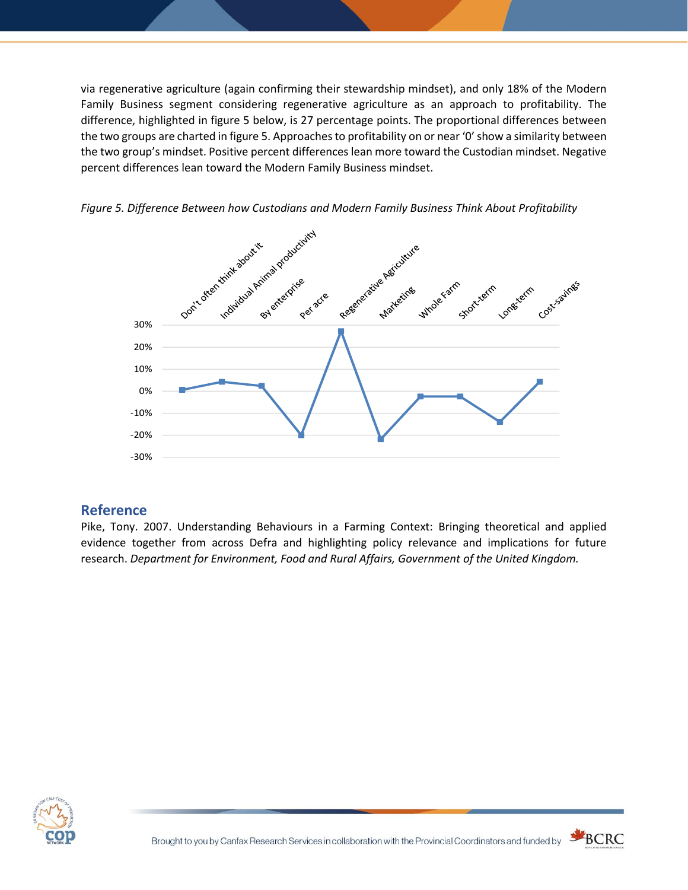via regenerative agriculture (again confirming their stewardship mindset), and only 18% of the Modern Family Business segment considering regenerative agriculture as an approach to profitability. The difference, highlighted in figure 5 below, is 27 percentage points. The proportional differences between the two groups are charted in figure 5. Approaches to profitability on or near '0' show a similarity between the two group's mindset. Positive percent differences lean more toward the Custodian mindset. Negative percent differences lean toward the Modern Family Business mindset.

*Figure 5. Difference Between how Custodians and Modern Family Business Think About Profitability*

Don't often think about it
Individual Animal productivity
By enterprise
Per acre
Regenerative Agriculture
Marketing
Whole Farm
Short-term
Long-term
Cost-savings

30%
20%
10%
0%
-10%
-20%
-30%

## Reference

Pike, Tony. 2007. Understanding Behaviours in a Farming Context: Bringing theoretical and applied evidence together from across Defra and highlighting policy relevance and implications for future research. *Department for Environment, Food and Rural Affairs, Government of the United Kingdom.*